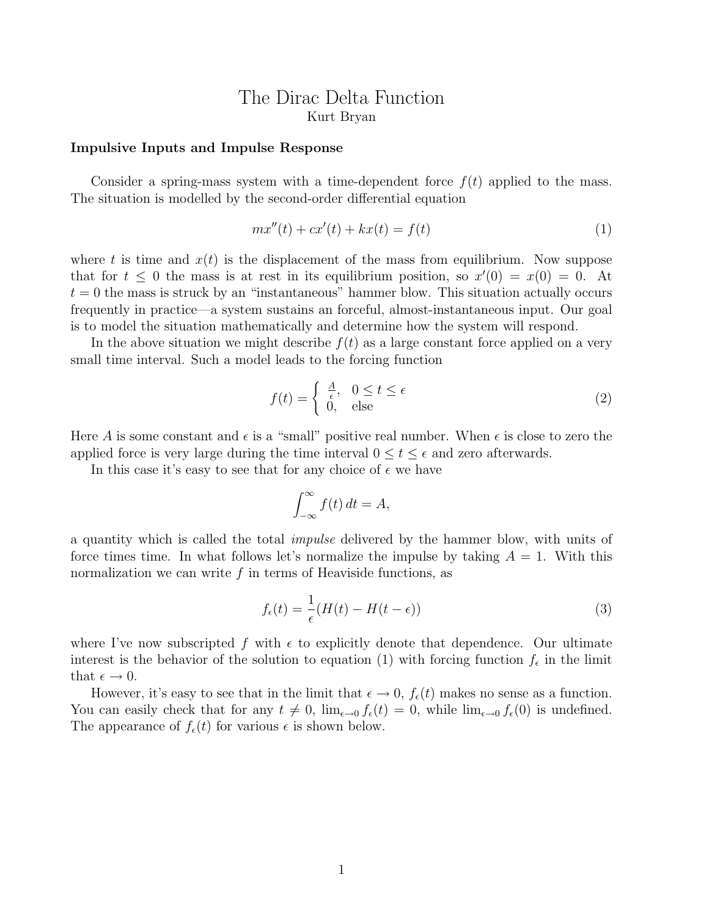# The Dirac Delta Function

Kurt Bryan

### Impulsive Inputs and Impulse Response

Consider a spring-mass system with a time-dependent force $f(t)$ applied to the mass. The situation is modelled by the second-order differential equation

$$mx''(t) + cx'(t) + kx(t) = f(t) \tag{1}$$

where $t$ is time and $x(t)$ is the displacement of the mass from equilibrium. Now suppose that for $t \leq 0$ the mass is at rest in its equilibrium position, so $x'(0) = x(0) = 0$. At $t = 0$ the mass is struck by an "instantaneous" hammer blow. This situation actually occurs frequently in practice—a system sustains an forceful, almost-instantaneous input. Our goal is to model the situation mathematically and determine how the system will respond.

In the above situation we might describe $f(t)$ as a large constant force applied on a very small time interval. Such a model leads to the forcing function

$$f(t) = \begin{cases} \frac{A}{\epsilon}, & 0 \leq t \leq \epsilon \\ 0, & \text{else} \end{cases} \tag{2}$$

Here $A$ is some constant and $\epsilon$ is a "small" positive real number. When $\epsilon$ is close to zero the applied force is very large during the time interval $0 \leq t \leq \epsilon$ and zero afterwards.

In this case it's easy to see that for any choice of $\epsilon$ we have

$$\int_{-\infty}^{\infty} f(t)\, dt = A,$$

a quantity which is called the total *impulse* delivered by the hammer blow, with units of force times time. In what follows let's normalize the impulse by taking $A = 1$. With this normalization we can write $f$ in terms of Heaviside functions, as

$$f_\epsilon(t) = \frac{1}{\epsilon}(H(t) - H(t - \epsilon)) \tag{3}$$

where I've now subscripted $f$ with $\epsilon$ to explicitly denote that dependence. Our ultimate interest is the behavior of the solution to equation (1) with forcing function $f_\epsilon$ in the limit that $\epsilon \to 0$.

However, it's easy to see that in the limit that $\epsilon \to 0$, $f_\epsilon(t)$ makes no sense as a function. You can easily check that for any $t \neq 0$, $\lim_{\epsilon \to 0} f_\epsilon(t) = 0$, while $\lim_{\epsilon \to 0} f_\epsilon(0)$ is undefined. The appearance of $f_\epsilon(t)$ for various $\epsilon$ is shown below.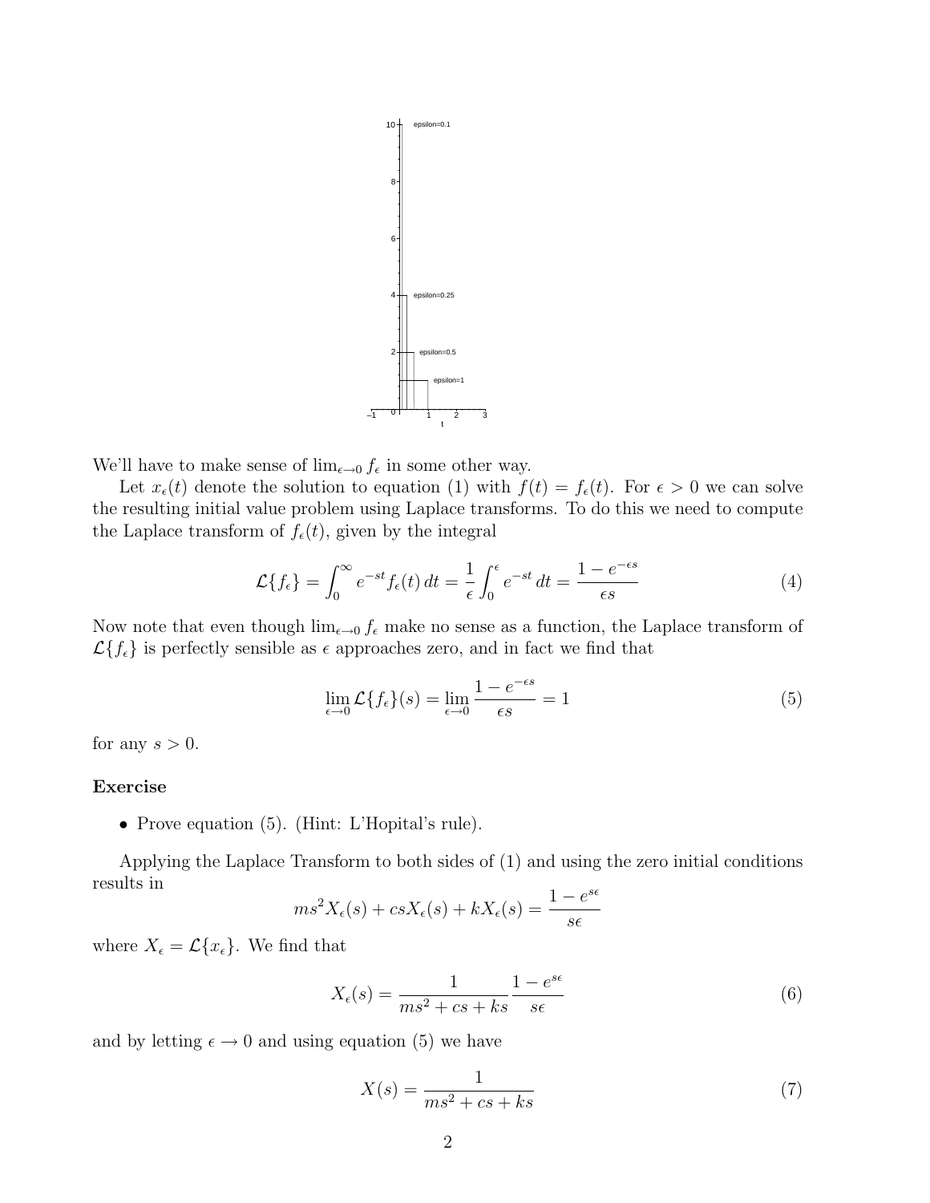We'll have to make sense of $\lim_{\epsilon \to 0} f_\epsilon$ in some other way.

Let $x_\epsilon(t)$ denote the solution to equation (1) with $f(t) = f_\epsilon(t)$. For $\epsilon > 0$ we can solve the resulting initial value problem using Laplace transforms. To do this we need to compute the Laplace transform of $f_\epsilon(t)$, given by the integral

$$\mathcal{L}\{f_\epsilon\} = \int_0^\infty e^{-st} f_\epsilon(t)\, dt = \frac{1}{\epsilon} \int_0^\epsilon e^{-st}\, dt = \frac{1 - e^{-\epsilon s}}{\epsilon s} \tag{4}$$

Now note that even though $\lim_{\epsilon \to 0} f_\epsilon$ make no sense as a function, the Laplace transform of $\mathcal{L}\{f_\epsilon\}$ is perfectly sensible as $\epsilon$ approaches zero, and in fact we find that

$$\lim_{\epsilon \to 0} \mathcal{L}\{f_\epsilon\}(s) = \lim_{\epsilon \to 0} \frac{1 - e^{-\epsilon s}}{\epsilon s} = 1 \tag{5}$$

for any $s > 0$.

**Exercise**

- Prove equation (5). (Hint: L'Hopital's rule).

Applying the Laplace Transform to both sides of (1) and using the zero initial conditions results in

$$ms^2 X_\epsilon(s) + csX_\epsilon(s) + kX_\epsilon(s) = \frac{1 - e^{s\epsilon}}{s\epsilon}$$

where $X_\epsilon = \mathcal{L}\{x_\epsilon\}$. We find that

$$X_\epsilon(s) = \frac{1}{ms^2 + cs + ks} \frac{1 - e^{s\epsilon}}{s\epsilon} \tag{6}$$

and by letting $\epsilon \to 0$ and using equation (5) we have

$$X(s) = \frac{1}{ms^2 + cs + ks} \tag{7}$$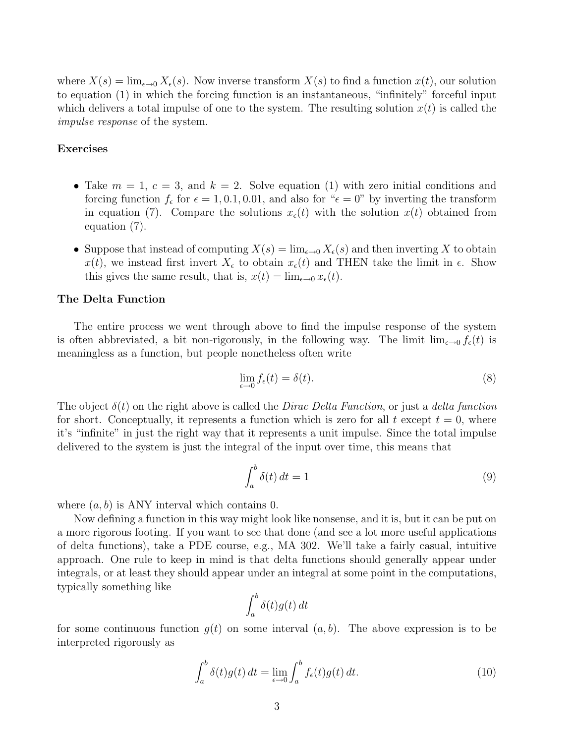where $X(s) = \lim_{\epsilon \to 0} X_\epsilon(s)$. Now inverse transform $X(s)$ to find a function $x(t)$, our solution to equation (1) in which the forcing function is an instantaneous, "infinitely" forceful input which delivers a total impulse of one to the system. The resulting solution $x(t)$ is called the *impulse response* of the system.

**Exercises**

- Take $m = 1$, $c = 3$, and $k = 2$. Solve equation (1) with zero initial conditions and forcing function $f_\epsilon$ for $\epsilon = 1, 0.1, 0.01$, and also for "$\epsilon = 0$" by inverting the transform in equation (7). Compare the solutions $x_\epsilon(t)$ with the solution $x(t)$ obtained from equation (7).

- Suppose that instead of computing $X(s) = \lim_{\epsilon \to 0} X_\epsilon(s)$ and then inverting $X$ to obtain $x(t)$, we instead first invert $X_\epsilon$ to obtain $x_\epsilon(t)$ and THEN take the limit in $\epsilon$. Show this gives the same result, that is, $x(t) = \lim_{\epsilon \to 0} x_\epsilon(t)$.

**The Delta Function**

The entire process we went through above to find the impulse response of the system is often abbreviated, a bit non-rigorously, in the following way. The limit $\lim_{\epsilon \to 0} f_\epsilon(t)$ is meaningless as a function, but people nonetheless often write

$$\lim_{\epsilon \to 0} f_\epsilon(t) = \delta(t). \tag{8}$$

The object $\delta(t)$ on the right above is called the *Dirac Delta Function*, or just a *delta function* for short. Conceptually, it represents a function which is zero for all $t$ except $t = 0$, where it's "infinite" in just the right way that it represents a unit impulse. Since the total impulse delivered to the system is just the integral of the input over time, this means that

$$\int_a^b \delta(t)\, dt = 1 \tag{9}$$

where $(a, b)$ is ANY interval which contains 0.

Now defining a function in this way might look like nonsense, and it is, but it can be put on a more rigorous footing. If you want to see that done (and see a lot more useful applications of delta functions), take a PDE course, e.g., MA 302. We'll take a fairly casual, intuitive approach. One rule to keep in mind is that delta functions should generally appear under integrals, or at least they should appear under an integral at some point in the computations, typically something like

$$\int_a^b \delta(t) g(t)\, dt$$

for some continuous function $g(t)$ on some interval $(a, b)$. The above expression is to be interpreted rigorously as

$$\int_a^b \delta(t) g(t)\, dt = \lim_{\epsilon \to 0} \int_a^b f_\epsilon(t) g(t)\, dt. \tag{10}$$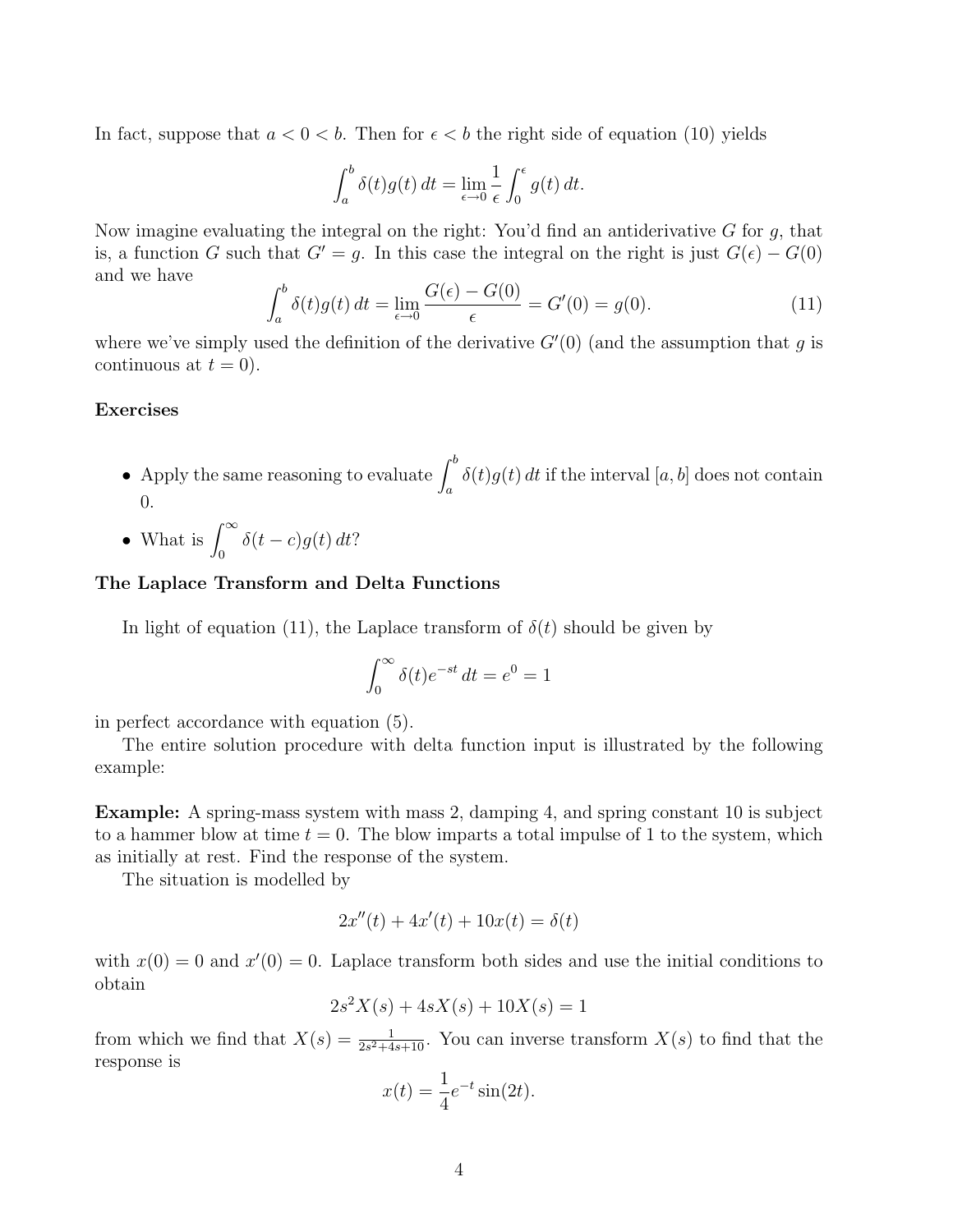In fact, suppose that $a < 0 < b$. Then for $\epsilon < b$ the right side of equation (10) yields

$$\int_a^b \delta(t)g(t)\,dt = \lim_{\epsilon \to 0} \frac{1}{\epsilon} \int_0^\epsilon g(t)\,dt.$$

Now imagine evaluating the integral on the right: You'd find an antiderivative $G$ for $g$, that is, a function $G$ such that $G' = g$. In this case the integral on the right is just $G(\epsilon) - G(0)$ and we have

$$\int_a^b \delta(t)g(t)\,dt = \lim_{\epsilon \to 0} \frac{G(\epsilon) - G(0)}{\epsilon} = G'(0) = g(0). \tag{11}$$

where we've simply used the definition of the derivative $G'(0)$ (and the assumption that $g$ is continuous at $t = 0$).

**Exercises**

- Apply the same reasoning to evaluate $\int_a^b \delta(t)g(t)\,dt$ if the interval $[a, b]$ does not contain 0.
- What is $\int_0^\infty \delta(t - c)g(t)\,dt$?

**The Laplace Transform and Delta Functions**

In light of equation (11), the Laplace transform of $\delta(t)$ should be given by

$$\int_0^\infty \delta(t)e^{-st}\,dt = e^0 = 1$$

in perfect accordance with equation (5).

The entire solution procedure with delta function input is illustrated by the following example:

**Example:** A spring-mass system with mass 2, damping 4, and spring constant 10 is subject to a hammer blow at time $t = 0$. The blow imparts a total impulse of 1 to the system, which as initially at rest. Find the response of the system.

The situation is modelled by

$$2x''(t) + 4x'(t) + 10x(t) = \delta(t)$$

with $x(0) = 0$ and $x'(0) = 0$. Laplace transform both sides and use the initial conditions to obtain

$$2s^2X(s) + 4sX(s) + 10X(s) = 1$$

from which we find that $X(s) = \frac{1}{2s^2+4s+10}$. You can inverse transform $X(s)$ to find that the response is

$$x(t) = \frac{1}{4}e^{-t}\sin(2t).$$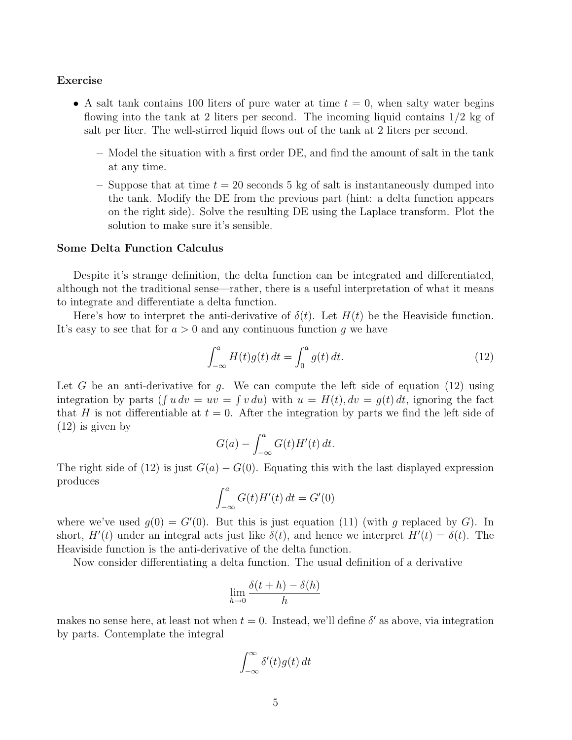**Exercise**

- A salt tank contains 100 liters of pure water at time $t = 0$, when salty water begins flowing into the tank at 2 liters per second. The incoming liquid contains 1/2 kg of salt per liter. The well-stirred liquid flows out of the tank at 2 liters per second.
  - Model the situation with a first order DE, and find the amount of salt in the tank at any time.
  - Suppose that at time $t = 20$ seconds 5 kg of salt is instantaneously dumped into the tank. Modify the DE from the previous part (hint: a delta function appears on the right side). Solve the resulting DE using the Laplace transform. Plot the solution to make sure it's sensible.

**Some Delta Function Calculus**

Despite it's strange definition, the delta function can be integrated and differentiated, although not the traditional sense—rather, there is a useful interpretation of what it means to integrate and differentiate a delta function.

Here's how to interpret the anti-derivative of $\delta(t)$. Let $H(t)$ be the Heaviside function. It's easy to see that for $a > 0$ and any continuous function $g$ we have

$$\int_{-\infty}^{a} H(t)g(t)\,dt = \int_{0}^{a} g(t)\,dt. \tag{12}$$

Let $G$ be an anti-derivative for $g$. We can compute the left side of equation (12) using integration by parts ($\int u\,dv = uv = \int v\,du$) with $u = H(t), dv = g(t)\,dt$, ignoring the fact that $H$ is not differentiable at $t = 0$. After the integration by parts we find the left side of (12) is given by

$$G(a) - \int_{-\infty}^{a} G(t)H'(t)\,dt.$$

The right side of (12) is just $G(a) - G(0)$. Equating this with the last displayed expression produces

$$\int_{-\infty}^{a} G(t)H'(t)\,dt = G'(0)$$

where we've used $g(0) = G'(0)$. But this is just equation (11) (with $g$ replaced by $G$). In short, $H'(t)$ under an integral acts just like $\delta(t)$, and hence we interpret $H'(t) = \delta(t)$. The Heaviside function is the anti-derivative of the delta function.

Now consider differentiating a delta function. The usual definition of a derivative

$$\lim_{h \to 0} \frac{\delta(t+h) - \delta(h)}{h}$$

makes no sense here, at least not when $t = 0$. Instead, we'll define $\delta'$ as above, via integration by parts. Contemplate the integral

$$\int_{-\infty}^{\infty} \delta'(t)g(t)\,dt$$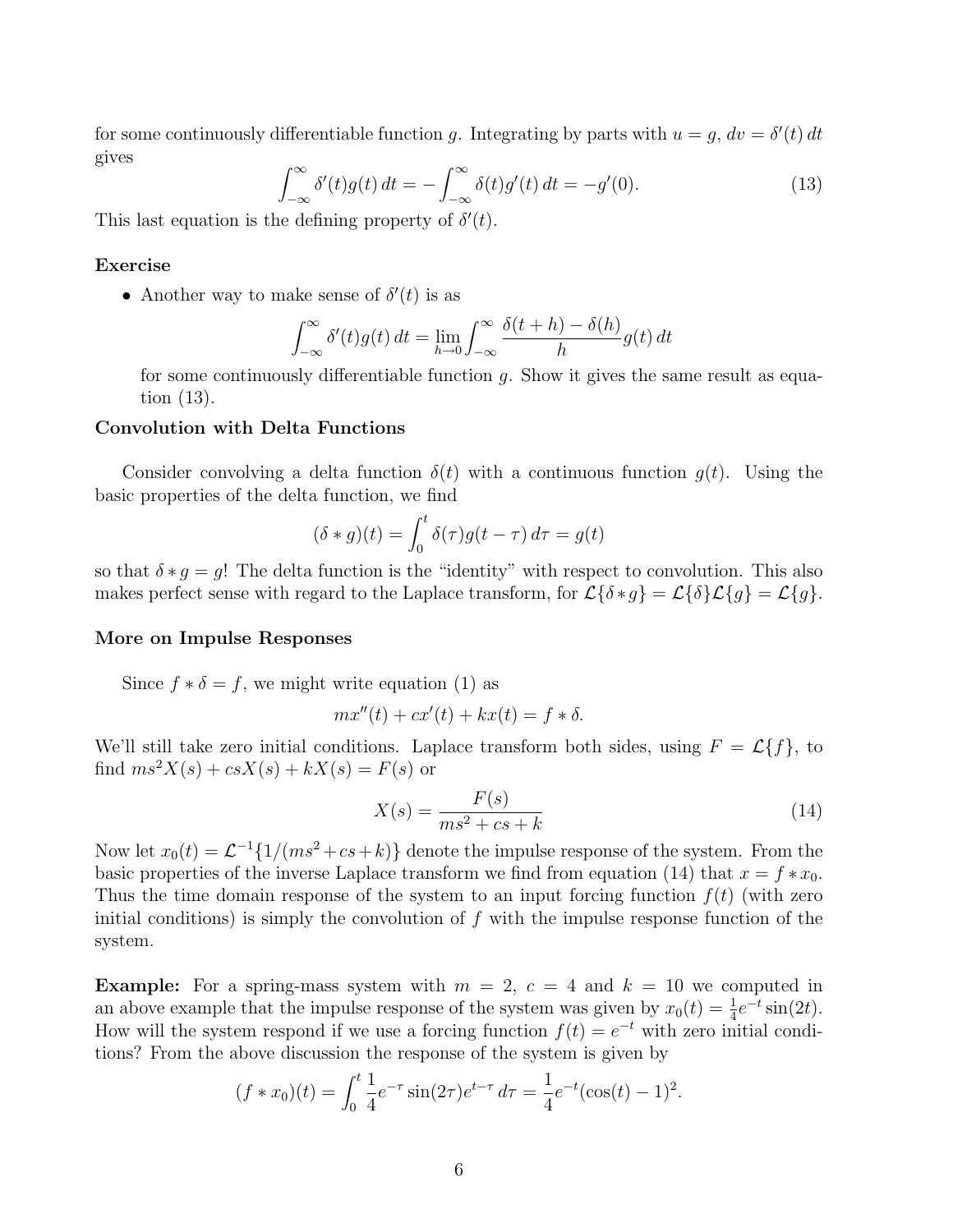for some continuously differentiable function $g$. Integrating by parts with $u = g$, $dv = \delta'(t)\,dt$ gives

$$\int_{-\infty}^{\infty} \delta'(t)g(t)\,dt = -\int_{-\infty}^{\infty} \delta(t)g'(t)\,dt = -g'(0). \tag{13}$$

This last equation is the defining property of $\delta'(t)$.

**Exercise**

- Another way to make sense of $\delta'(t)$ is as

$$\int_{-\infty}^{\infty} \delta'(t)g(t)\,dt = \lim_{h\to 0}\int_{-\infty}^{\infty} \frac{\delta(t+h)-\delta(h)}{h}g(t)\,dt$$

  for some continuously differentiable function $g$. Show it gives the same result as equation (13).

**Convolution with Delta Functions**

Consider convolving a delta function $\delta(t)$ with a continuous function $g(t)$. Using the basic properties of the delta function, we find

$$(\delta * g)(t) = \int_0^t \delta(\tau)g(t-\tau)\,d\tau = g(t)$$

so that $\delta * g = g$! The delta function is the "identity" with respect to convolution. This also makes perfect sense with regard to the Laplace transform, for $\mathcal{L}\{\delta * g\} = \mathcal{L}\{\delta\}\mathcal{L}\{g\} = \mathcal{L}\{g\}$.

**More on Impulse Responses**

Since $f * \delta = f$, we might write equation (1) as

$$mx''(t) + cx'(t) + kx(t) = f * \delta.$$

We'll still take zero initial conditions. Laplace transform both sides, using $F = \mathcal{L}\{f\}$, to find $ms^2X(s) + csX(s) + kX(s) = F(s)$ or

$$X(s) = \frac{F(s)}{ms^2 + cs + k} \tag{14}$$

Now let $x_0(t) = \mathcal{L}^{-1}\{1/(ms^2+cs+k)\}$ denote the impulse response of the system. From the basic properties of the inverse Laplace transform we find from equation (14) that $x = f * x_0$. Thus the time domain response of the system to an input forcing function $f(t)$ (with zero initial conditions) is simply the convolution of $f$ with the impulse response function of the system.

**Example:** For a spring-mass system with $m = 2$, $c = 4$ and $k = 10$ we computed in an above example that the impulse response of the system was given by $x_0(t) = \frac{1}{4}e^{-t}\sin(2t)$. How will the system respond if we use a forcing function $f(t) = e^{-t}$ with zero initial conditions? From the above discussion the response of the system is given by

$$(f * x_0)(t) = \int_0^t \frac{1}{4}e^{-\tau}\sin(2\tau)e^{t-\tau}\,d\tau = \frac{1}{4}e^{-t}(\cos(t)-1)^2.$$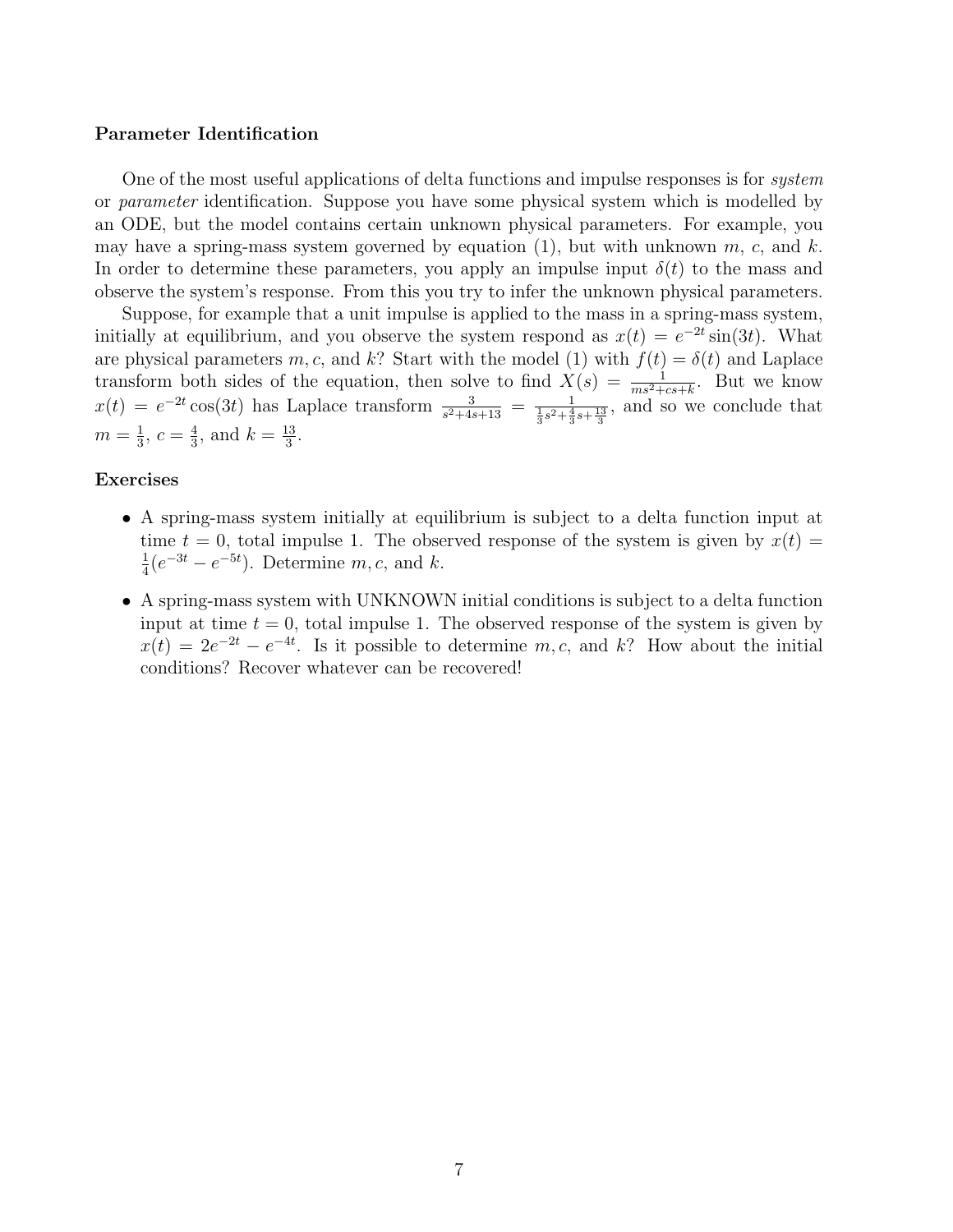**Parameter Identification**

One of the most useful applications of delta functions and impulse responses is for *system* or *parameter* identification. Suppose you have some physical system which is modelled by an ODE, but the model contains certain unknown physical parameters. For example, you may have a spring-mass system governed by equation (1), but with unknown $m$, $c$, and $k$. In order to determine these parameters, you apply an impulse input $\delta(t)$ to the mass and observe the system's response. From this you try to infer the unknown physical parameters.

Suppose, for example that a unit impulse is applied to the mass in a spring-mass system, initially at equilibrium, and you observe the system respond as $x(t) = e^{-2t}\sin(3t)$. What are physical parameters $m, c$, and $k$? Start with the model (1) with $f(t) = \delta(t)$ and Laplace transform both sides of the equation, then solve to find $X(s) = \frac{1}{ms^2+cs+k}$. But we know $x(t) = e^{-2t}\cos(3t)$ has Laplace transform $\frac{3}{s^2+4s+13} = \frac{1}{\frac{1}{3}s^2+\frac{4}{3}s+\frac{13}{3}}$, and so we conclude that $m = \frac{1}{3}$, $c = \frac{4}{3}$, and $k = \frac{13}{3}$.

**Exercises**

- A spring-mass system initially at equilibrium is subject to a delta function input at time $t = 0$, total impulse 1. The observed response of the system is given by $x(t) = \frac{1}{4}(e^{-3t} - e^{-5t})$. Determine $m, c$, and $k$.
- A spring-mass system with UNKNOWN initial conditions is subject to a delta function input at time $t = 0$, total impulse 1. The observed response of the system is given by $x(t) = 2e^{-2t} - e^{-4t}$. Is it possible to determine $m, c$, and $k$? How about the initial conditions? Recover whatever can be recovered!